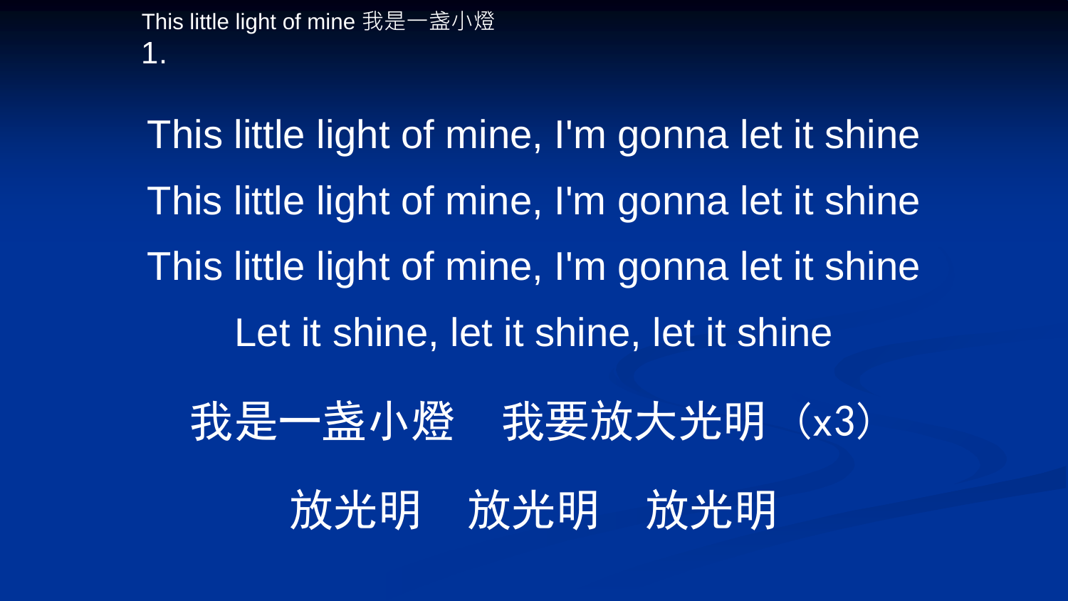This little light of mine 我是一盞小燈

1.

This little light of mine, I'm gonna let it shine

This little light of mine, I'm gonna let it shine

This little light of mine, I'm gonna let it shine

Let it shine, let it shine, let it shine

我是一盞小燈　我要放大光明（x3）

放光明　放光明　放光明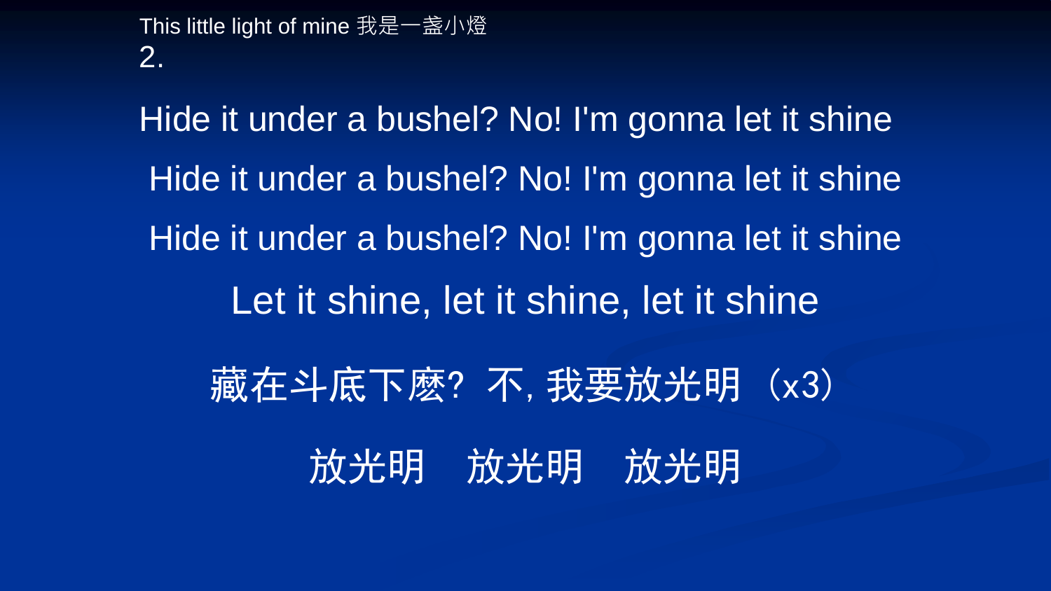This little light of mine 我是一盞小燈

2.

Hide it under a bushel? No! I'm gonna let it shine

Hide it under a bushel? No! I'm gonna let it shine

Hide it under a bushel? No! I'm gonna let it shine

Let it shine, let it shine, let it shine

藏在斗底下麼? 不, 我要放光明（x3）

放光明　放光明　放光明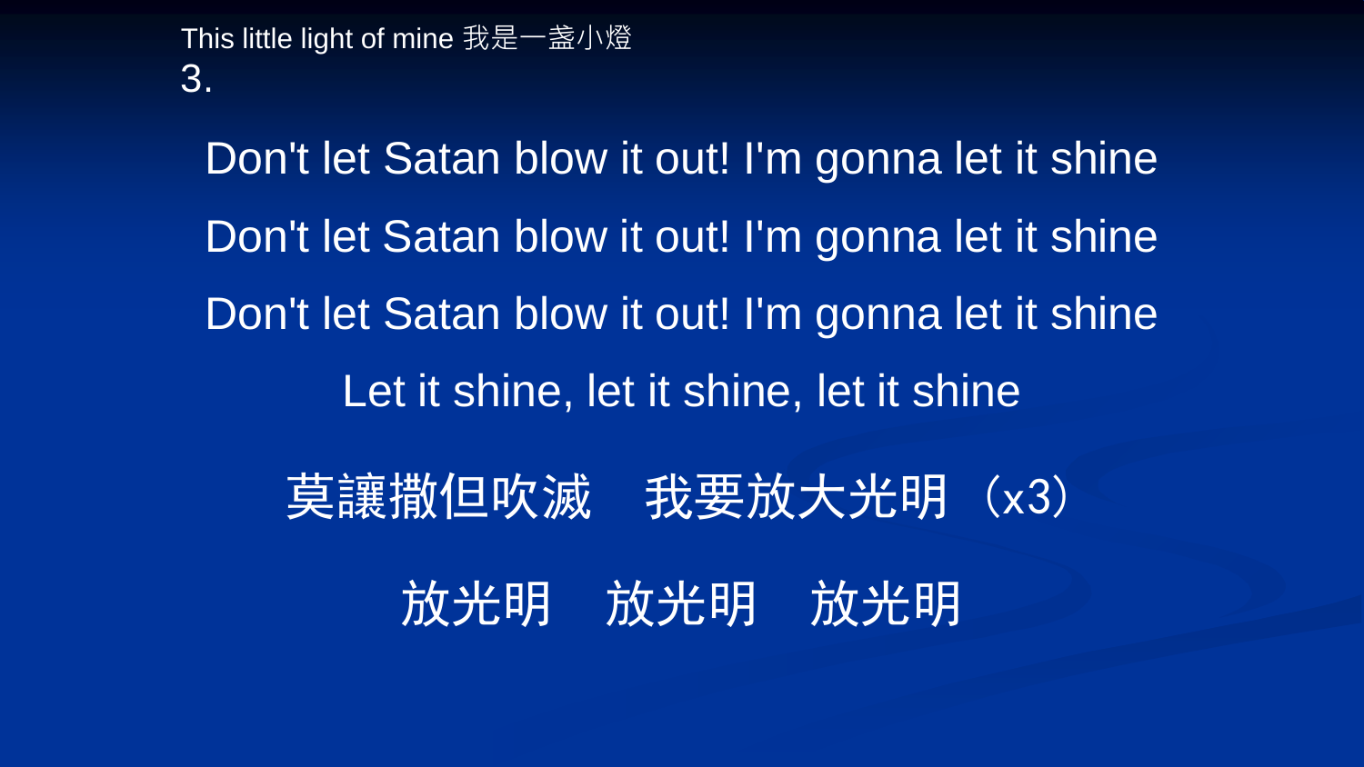This little light of mine 我是一盞小燈

3.

Don't let Satan blow it out! I'm gonna let it shine

Don't let Satan blow it out! I'm gonna let it shine

Don't let Satan blow it out! I'm gonna let it shine

Let it shine, let it shine, let it shine

莫讓撒但吹滅　我要放大光明（x3）

放光明　放光明　放光明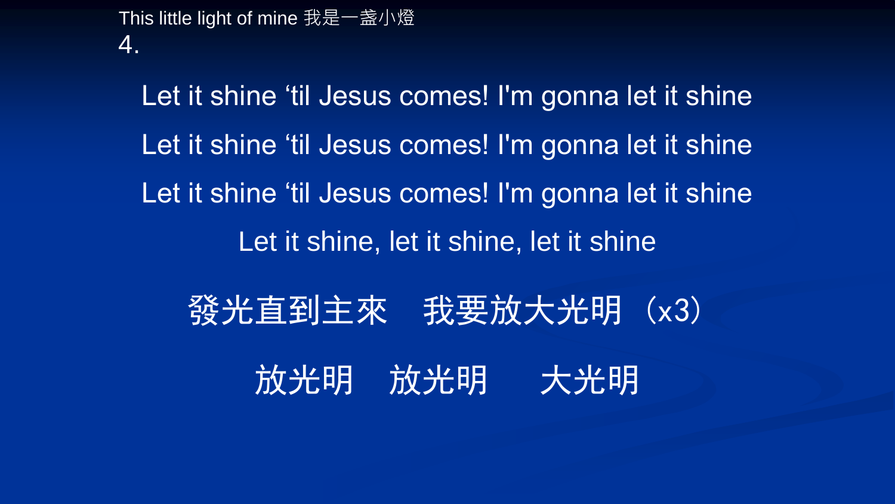This little light of mine 我是一盏小燈

4.

Let it shine ‘til Jesus comes! I'm gonna let it shine

Let it shine ‘til Jesus comes! I'm gonna let it shine

Let it shine ‘til Jesus comes! I'm gonna let it shine

Let it shine, let it shine, let it shine

發光直到主來　我要放大光明（x3）

放光明　放光明　大光明